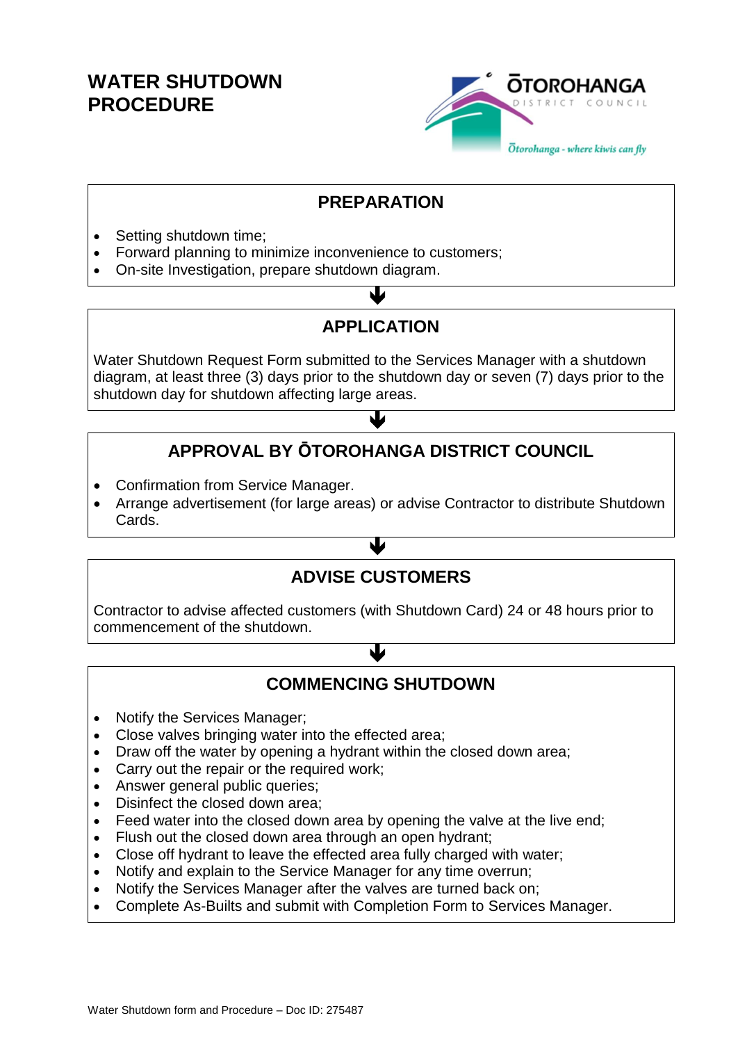# WATER SHUTDOWN PROCEDURE

ŌTOROHANGA DISTRICT COUNCIL

*Ōtorohanga - where kiwis can fly*

## PREPARATION

- Setting shutdown time;
- Forward planning to minimize inconvenience to customers;
- On-site Investigation, prepare shutdown diagram.

↓

## APPLICATION

Water Shutdown Request Form submitted to the Services Manager with a shutdown diagram, at least three (3) days prior to the shutdown day or seven (7) days prior to the shutdown day for shutdown affecting large areas.

↓

## APPROVAL BY ŌTOROHANGA DISTRICT COUNCIL

- Confirmation from Service Manager.
- Arrange advertisement (for large areas) or advise Contractor to distribute Shutdown Cards.

↓

## ADVISE CUSTOMERS

Contractor to advise affected customers (with Shutdown Card) 24 or 48 hours prior to commencement of the shutdown.

↓

## COMMENCING SHUTDOWN

- Notify the Services Manager;
- Close valves bringing water into the effected area;
- Draw off the water by opening a hydrant within the closed down area;
- Carry out the repair or the required work;
- Answer general public queries;
- Disinfect the closed down area;
- Feed water into the closed down area by opening the valve at the live end;
- Flush out the closed down area through an open hydrant;
- Close off hydrant to leave the effected area fully charged with water;
- Notify and explain to the Service Manager for any time overrun;
- Notify the Services Manager after the valves are turned back on;
- Complete As-Builts and submit with Completion Form to Services Manager.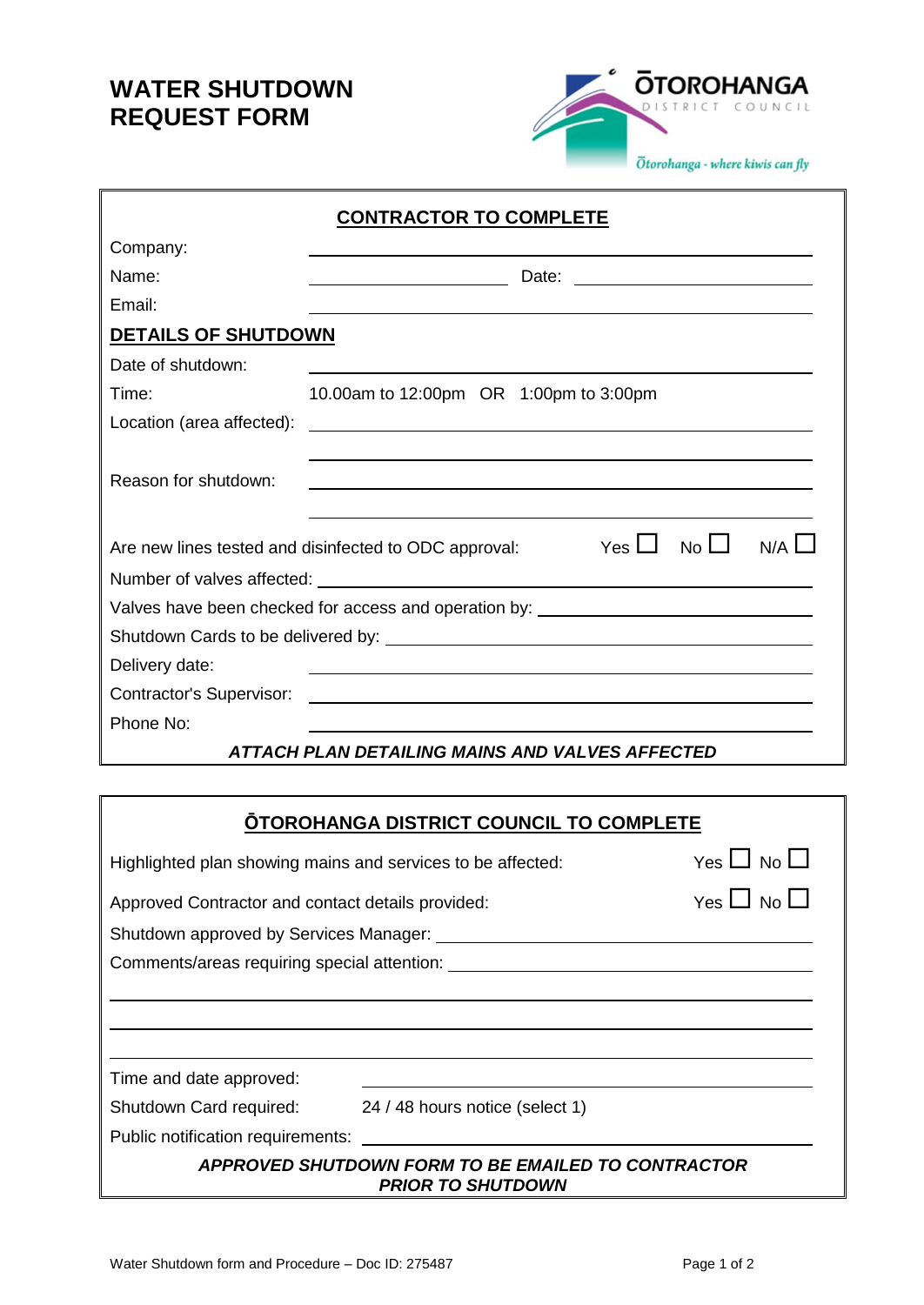# WATER SHUTDOWN REQUEST FORM

Ōtorohanga - where kiwis can fly

## CONTRACTOR TO COMPLETE

Company: ______________________________

Name: ______________________ Date: ______________________

Email: ______________________________

### DETAILS OF SHUTDOWN

Date of shutdown: ______________________________

Time: 10.00am to 12:00pm OR 1:00pm to 3:00pm

Location (area affected): ______________________________

______________________________

Reason for shutdown: ______________________________

______________________________

Are new lines tested and disinfected to ODC approval: Yes ☐ No ☐ N/A ☐

Number of valves affected: ______________________________

Valves have been checked for access and operation by: ______________________________

Shutdown Cards to be delivered by: ______________________________

Delivery date: ______________________________

Contractor's Supervisor: ______________________________

Phone No: ______________________________

***ATTACH PLAN DETAILING MAINS AND VALVES AFFECTED***

## ŌTOROHANGA DISTRICT COUNCIL TO COMPLETE

Highlighted plan showing mains and services to be affected: Yes ☐ No ☐

Approved Contractor and contact details provided: Yes ☐ No ☐

Shutdown approved by Services Manager: ______________________________

Comments/areas requiring special attention: ______________________________

______________________________

______________________________

______________________________

Time and date approved: ______________________________

Shutdown Card required: 24 / 48 hours notice (select 1)

Public notification requirements: ______________________________

***APPROVED SHUTDOWN FORM TO BE EMAILED TO CONTRACTOR PRIOR TO SHUTDOWN***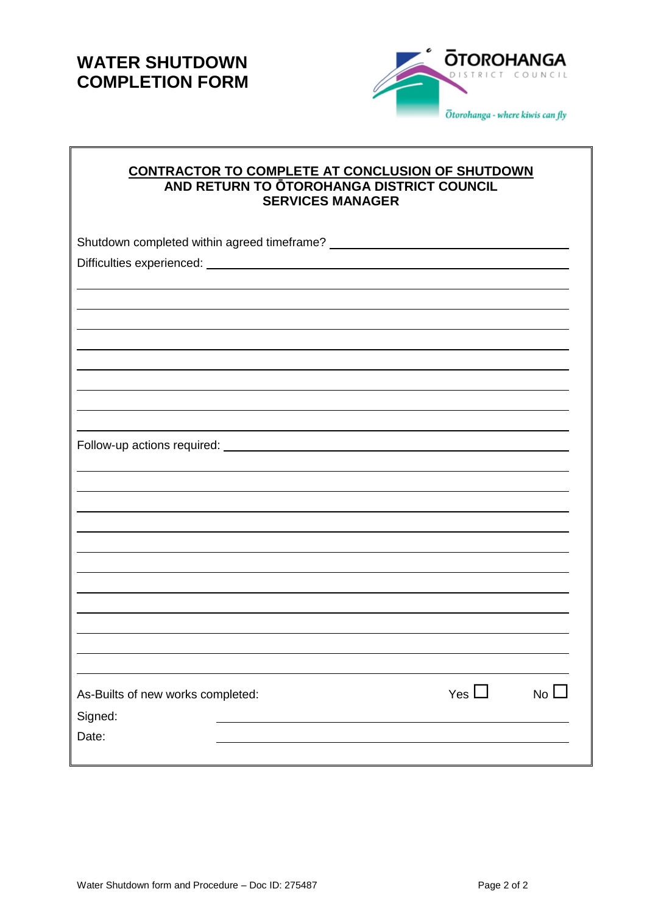# WATER SHUTDOWN COMPLETION FORM

ŌTOROHANGA DISTRICT COUNCIL

*Ōtorohanga - where kiwis can fly*

**CONTRACTOR TO COMPLETE AT CONCLUSION OF SHUTDOWN AND RETURN TO ŌTOROHANGA DISTRICT COUNCIL SERVICES MANAGER**

Shutdown completed within agreed timeframe? ______________________________

Difficulties experienced: ______________________________

______________________________

______________________________

______________________________

______________________________

______________________________

______________________________

______________________________

______________________________

Follow-up actions required: ______________________________

______________________________

______________________________

______________________________

______________________________

______________________________

______________________________

______________________________

______________________________

______________________________

______________________________

______________________________

As-Builts of new works completed: Yes ☐ No ☐

Signed: ______________________________

Date: ______________________________